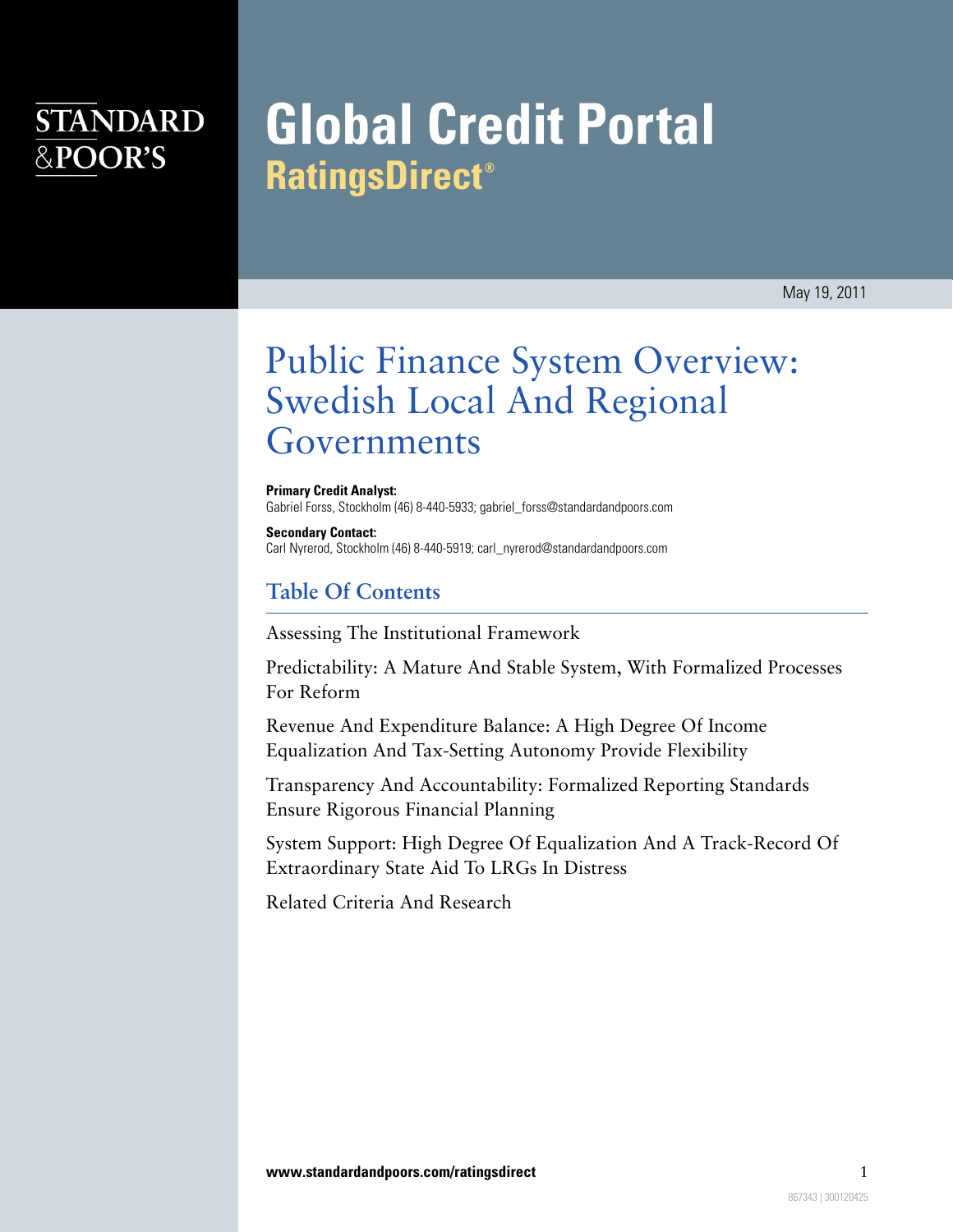STANDARD & POOR'S

# Global Credit Portal
## RatingsDirect®

May 19, 2011

# Public Finance System Overview: Swedish Local And Regional Governments

**Primary Credit Analyst:**
Gabriel Forss, Stockholm (46) 8-440-5933; gabriel_forss@standardandpoors.com

**Secondary Contact:**
Carl Nyrerod, Stockholm (46) 8-440-5919; carl_nyrerod@standardandpoors.com

## Table Of Contents

Assessing The Institutional Framework

Predictability: A Mature And Stable System, With Formalized Processes For Reform

Revenue And Expenditure Balance: A High Degree Of Income Equalization And Tax-Setting Autonomy Provide Flexibility

Transparency And Accountability: Formalized Reporting Standards Ensure Rigorous Financial Planning

System Support: High Degree Of Equalization And A Track-Record Of Extraordinary State Aid To LRGs In Distress

Related Criteria And Research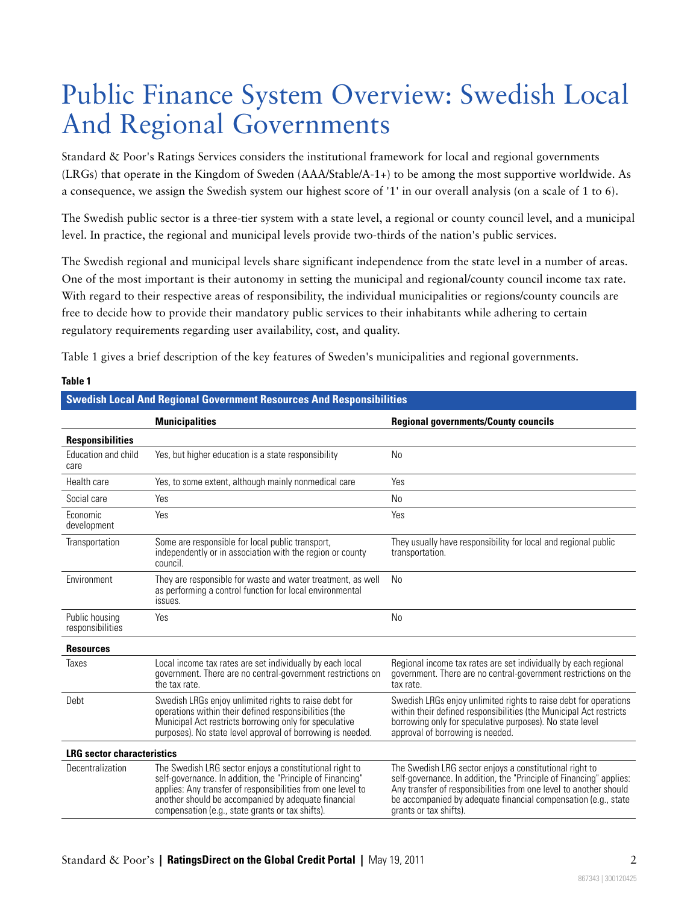# Public Finance System Overview: Swedish Local And Regional Governments

Standard & Poor's Ratings Services considers the institutional framework for local and regional governments (LRGs) that operate in the Kingdom of Sweden (AAA/Stable/A-1+) to be among the most supportive worldwide. As a consequence, we assign the Swedish system our highest score of '1' in our overall analysis (on a scale of 1 to 6).

The Swedish public sector is a three-tier system with a state level, a regional or county council level, and a municipal level. In practice, the regional and municipal levels provide two-thirds of the nation's public services.

The Swedish regional and municipal levels share significant independence from the state level in a number of areas. One of the most important is their autonomy in setting the municipal and regional/county council income tax rate. With regard to their respective areas of responsibility, the individual municipalities or regions/county councils are free to decide how to provide their mandatory public services to their inhabitants while adhering to certain regulatory requirements regarding user availability, cost, and quality.

Table 1 gives a brief description of the key features of Sweden's municipalities and regional governments.

**Table 1**

**Swedish Local And Regional Government Resources And Responsibilities**

| | Municipalities | Regional governments/County councils |
|---|---|---|
| **Responsibilities** | | |
| Education and child care | Yes, but higher education is a state responsibility | No |
| Health care | Yes, to some extent, although mainly nonmedical care | Yes |
| Social care | Yes | No |
| Economic development | Yes | Yes |
| Transportation | Some are responsible for local public transport, independently or in association with the region or county council. | They usually have responsibility for local and regional public transportation. |
| Environment | They are responsible for waste and water treatment, as well as performing a control function for local environmental issues. | No |
| Public housing responsibilities | Yes | No |
| **Resources** | | |
| Taxes | Local income tax rates are set individually by each local government. There are no central-government restrictions on the tax rate. | Regional income tax rates are set individually by each regional government. There are no central-government restrictions on the tax rate. |
| Debt | Swedish LRGs enjoy unlimited rights to raise debt for operations within their defined responsibilities (the Municipal Act restricts borrowing only for speculative purposes). No state level approval of borrowing is needed. | Swedish LRGs enjoy unlimited rights to raise debt for operations within their defined responsibilities (the Municipal Act restricts borrowing only for speculative purposes). No state level approval of borrowing is needed. |
| **LRG sector characteristics** | | |
| Decentralization | The Swedish LRG sector enjoys a constitutional right to self-governance. In addition, the "Principle of Financing" applies: Any transfer of responsibilities from one level to another should be accompanied by adequate financial compensation (e.g., state grants or tax shifts). | The Swedish LRG sector enjoys a constitutional right to self-governance. In addition, the "Principle of Financing" applies: Any transfer of responsibilities from one level to another should be accompanied by adequate financial compensation (e.g., state grants or tax shifts). |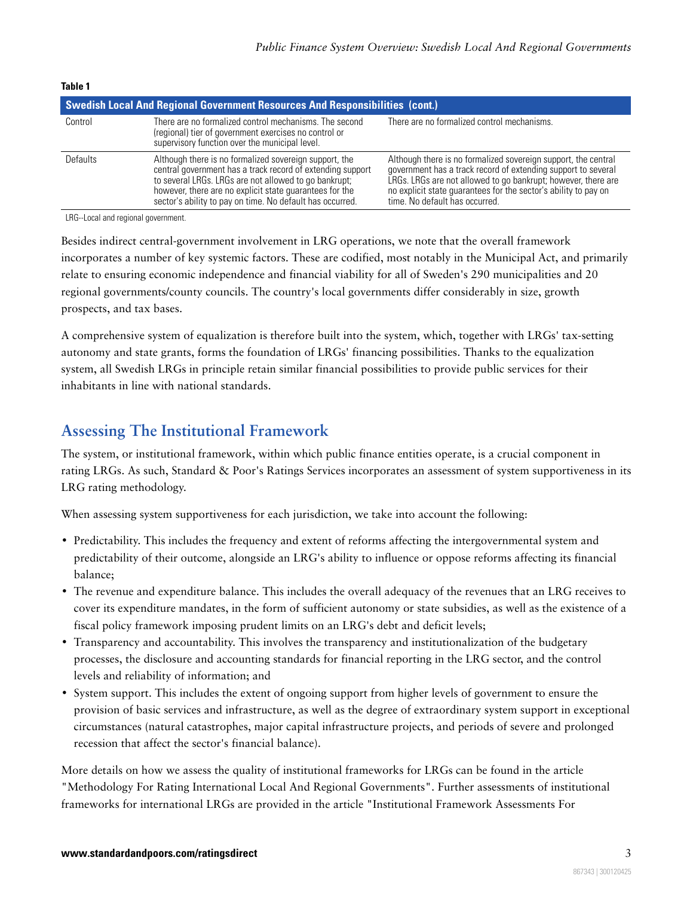**Table 1**

| Swedish Local And Regional Government Resources And Responsibilities (cont.) | | |
|---|---|---|
| Control | There are no formalized control mechanisms. The second (regional) tier of government exercises no control or supervisory function over the municipal level. | There are no formalized control mechanisms. |
| Defaults | Although there is no formalized sovereign support, the central government has a track record of extending support to several LRGs. LRGs are not allowed to go bankrupt; however, there are no explicit state guarantees for the sector's ability to pay on time. No default has occurred. | Although there is no formalized sovereign support, the central government has a track record of extending support to several LRGs. LRGs are not allowed to go bankrupt; however, there are no explicit state guarantees for the sector's ability to pay on time. No default has occurred. |

LRG--Local and regional government.

Besides indirect central-government involvement in LRG operations, we note that the overall framework incorporates a number of key systemic factors. These are codified, most notably in the Municipal Act, and primarily relate to ensuring economic independence and financial viability for all of Sweden's 290 municipalities and 20 regional governments/county councils. The country's local governments differ considerably in size, growth prospects, and tax bases.

A comprehensive system of equalization is therefore built into the system, which, together with LRGs' tax-setting autonomy and state grants, forms the foundation of LRGs' financing possibilities. Thanks to the equalization system, all Swedish LRGs in principle retain similar financial possibilities to provide public services for their inhabitants in line with national standards.

## Assessing The Institutional Framework

The system, or institutional framework, within which public finance entities operate, is a crucial component in rating LRGs. As such, Standard & Poor's Ratings Services incorporates an assessment of system supportiveness in its LRG rating methodology.

When assessing system supportiveness for each jurisdiction, we take into account the following:

- Predictability. This includes the frequency and extent of reforms affecting the intergovernmental system and predictability of their outcome, alongside an LRG's ability to influence or oppose reforms affecting its financial balance;
- The revenue and expenditure balance. This includes the overall adequacy of the revenues that an LRG receives to cover its expenditure mandates, in the form of sufficient autonomy or state subsidies, as well as the existence of a fiscal policy framework imposing prudent limits on an LRG's debt and deficit levels;
- Transparency and accountability. This involves the transparency and institutionalization of the budgetary processes, the disclosure and accounting standards for financial reporting in the LRG sector, and the control levels and reliability of information; and
- System support. This includes the extent of ongoing support from higher levels of government to ensure the provision of basic services and infrastructure, as well as the degree of extraordinary system support in exceptional circumstances (natural catastrophes, major capital infrastructure projects, and periods of severe and prolonged recession that affect the sector's financial balance).

More details on how we assess the quality of institutional frameworks for LRGs can be found in the article "Methodology For Rating International Local And Regional Governments". Further assessments of institutional frameworks for international LRGs are provided in the article "Institutional Framework Assessments For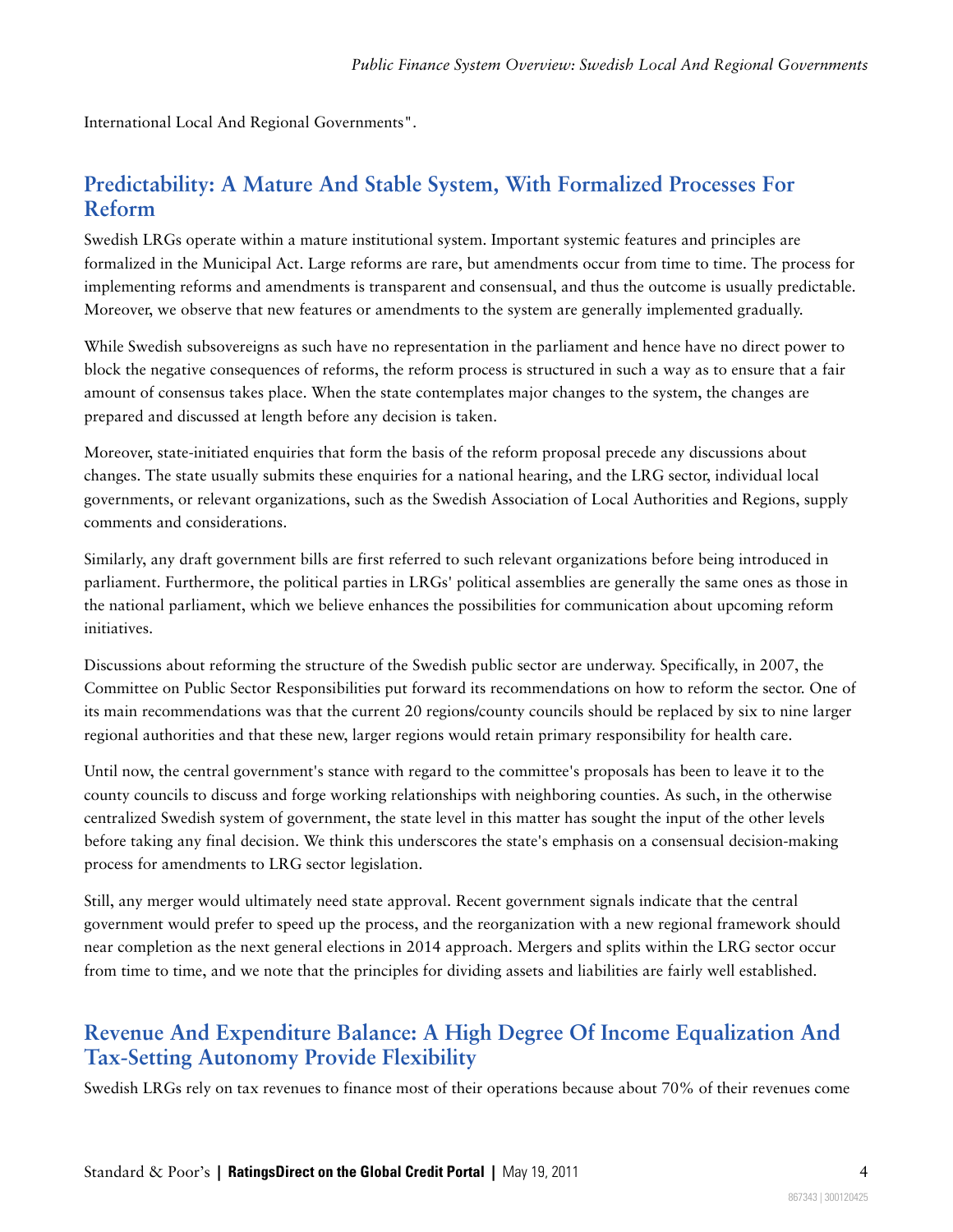International Local And Regional Governments".

## Predictability: A Mature And Stable System, With Formalized Processes For Reform

Swedish LRGs operate within a mature institutional system. Important systemic features and principles are formalized in the Municipal Act. Large reforms are rare, but amendments occur from time to time. The process for implementing reforms and amendments is transparent and consensual, and thus the outcome is usually predictable. Moreover, we observe that new features or amendments to the system are generally implemented gradually.

While Swedish subsovereigns as such have no representation in the parliament and hence have no direct power to block the negative consequences of reforms, the reform process is structured in such a way as to ensure that a fair amount of consensus takes place. When the state contemplates major changes to the system, the changes are prepared and discussed at length before any decision is taken.

Moreover, state-initiated enquiries that form the basis of the reform proposal precede any discussions about changes. The state usually submits these enquiries for a national hearing, and the LRG sector, individual local governments, or relevant organizations, such as the Swedish Association of Local Authorities and Regions, supply comments and considerations.

Similarly, any draft government bills are first referred to such relevant organizations before being introduced in parliament. Furthermore, the political parties in LRGs' political assemblies are generally the same ones as those in the national parliament, which we believe enhances the possibilities for communication about upcoming reform initiatives.

Discussions about reforming the structure of the Swedish public sector are underway. Specifically, in 2007, the Committee on Public Sector Responsibilities put forward its recommendations on how to reform the sector. One of its main recommendations was that the current 20 regions/county councils should be replaced by six to nine larger regional authorities and that these new, larger regions would retain primary responsibility for health care.

Until now, the central government's stance with regard to the committee's proposals has been to leave it to the county councils to discuss and forge working relationships with neighboring counties. As such, in the otherwise centralized Swedish system of government, the state level in this matter has sought the input of the other levels before taking any final decision. We think this underscores the state's emphasis on a consensual decision-making process for amendments to LRG sector legislation.

Still, any merger would ultimately need state approval. Recent government signals indicate that the central government would prefer to speed up the process, and the reorganization with a new regional framework should near completion as the next general elections in 2014 approach. Mergers and splits within the LRG sector occur from time to time, and we note that the principles for dividing assets and liabilities are fairly well established.

## Revenue And Expenditure Balance: A High Degree Of Income Equalization And Tax-Setting Autonomy Provide Flexibility

Swedish LRGs rely on tax revenues to finance most of their operations because about 70% of their revenues come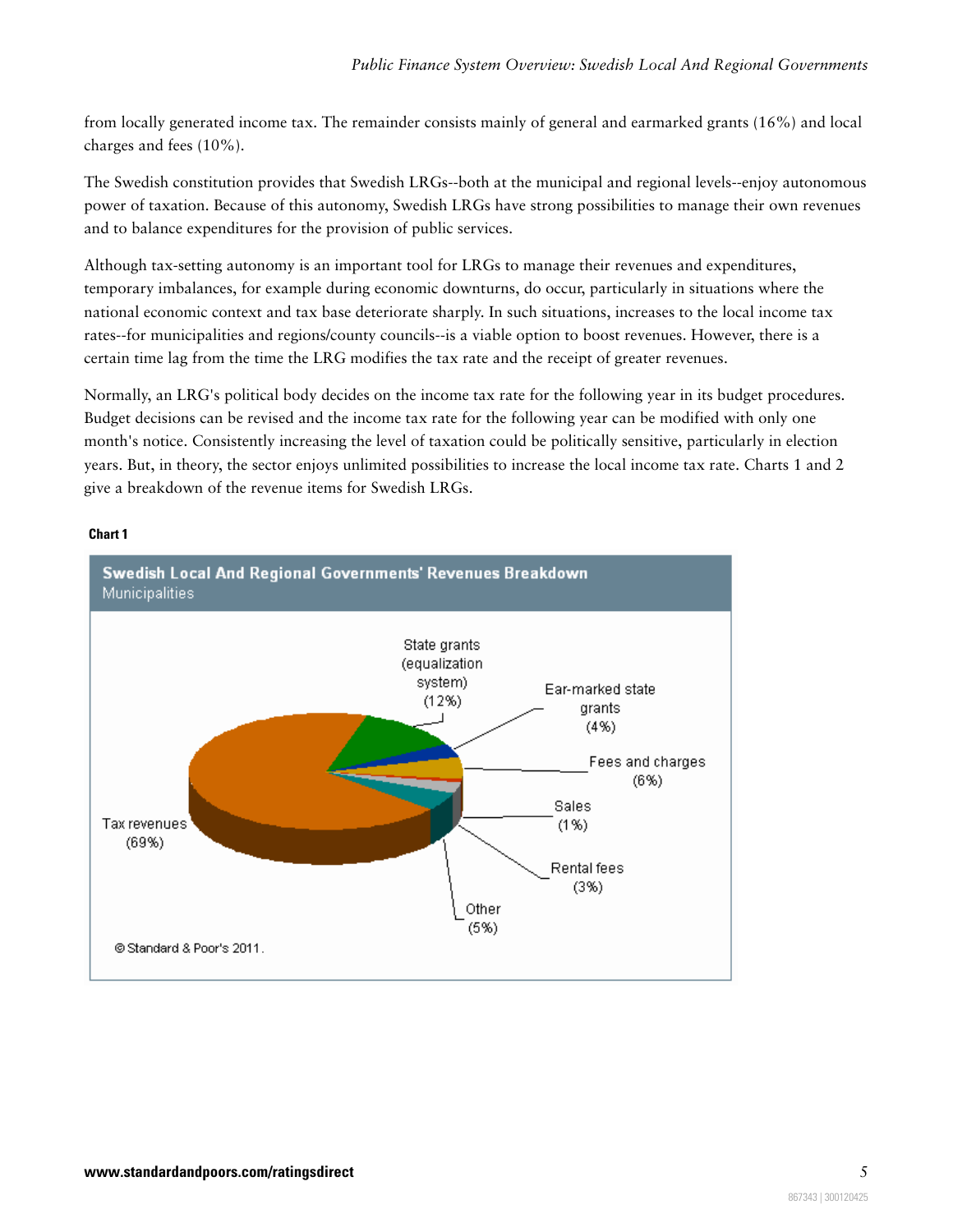from locally generated income tax. The remainder consists mainly of general and earmarked grants (16%) and local charges and fees (10%).

The Swedish constitution provides that Swedish LRGs--both at the municipal and regional levels--enjoy autonomous power of taxation. Because of this autonomy, Swedish LRGs have strong possibilities to manage their own revenues and to balance expenditures for the provision of public services.

Although tax-setting autonomy is an important tool for LRGs to manage their revenues and expenditures, temporary imbalances, for example during economic downturns, do occur, particularly in situations where the national economic context and tax base deteriorate sharply. In such situations, increases to the local income tax rates--for municipalities and regions/county councils--is a viable option to boost revenues. However, there is a certain time lag from the time the LRG modifies the tax rate and the receipt of greater revenues.

Normally, an LRG's political body decides on the income tax rate for the following year in its budget procedures. Budget decisions can be revised and the income tax rate for the following year can be modified with only one month's notice. Consistently increasing the level of taxation could be politically sensitive, particularly in election years. But, in theory, the sector enjoys unlimited possibilities to increase the local income tax rate. Charts 1 and 2 give a breakdown of the revenue items for Swedish LRGs.

**Chart 1**

**Swedish Local And Regional Governments' Revenues Breakdown**
Municipalities

| Item | Share |
|---|---|
| Tax revenues | 69% |
| State grants (equalization system) | 12% |
| Ear-marked state grants | 4% |
| Fees and charges | 6% |
| Sales | 1% |
| Rental fees | 3% |
| Other | 5% |

© Standard & Poor's 2011.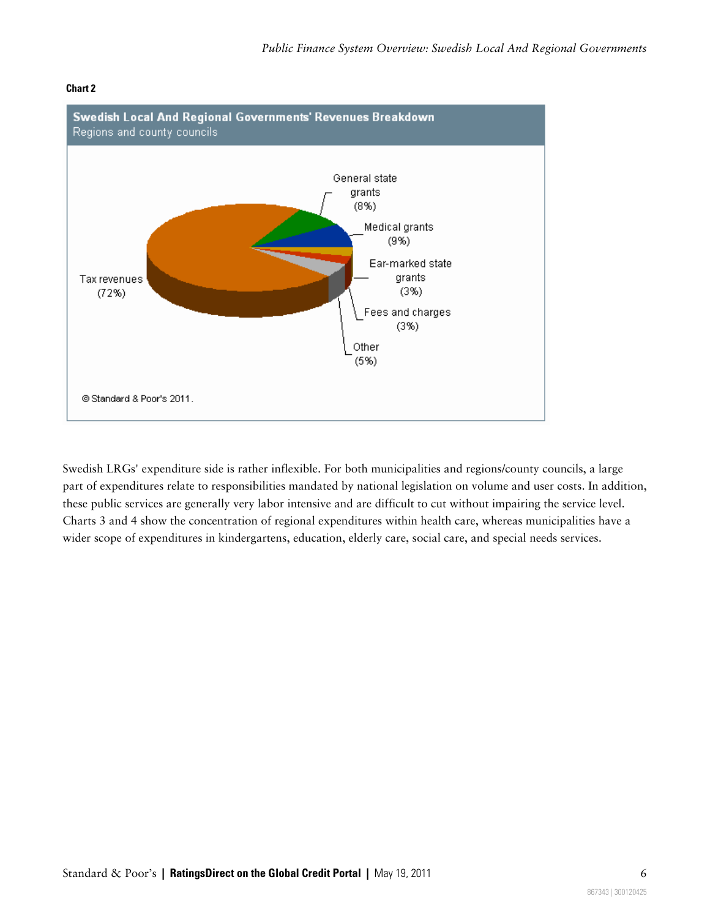**Chart 2**

**Swedish Local And Regional Governments' Revenues Breakdown**
Regions and county councils

| Category | Share |
|---|---|
| Tax revenues | 72% |
| General state grants | 8% |
| Medical grants | 9% |
| Ear-marked state grants | 3% |
| Fees and charges | 3% |
| Other | 5% |

© Standard & Poor's 2011.

Swedish LRGs' expenditure side is rather inflexible. For both municipalities and regions/county councils, a large part of expenditures relate to responsibilities mandated by national legislation on volume and user costs. In addition, these public services are generally very labor intensive and are difficult to cut without impairing the service level. Charts 3 and 4 show the concentration of regional expenditures within health care, whereas municipalities have a wider scope of expenditures in kindergartens, education, elderly care, social care, and special needs services.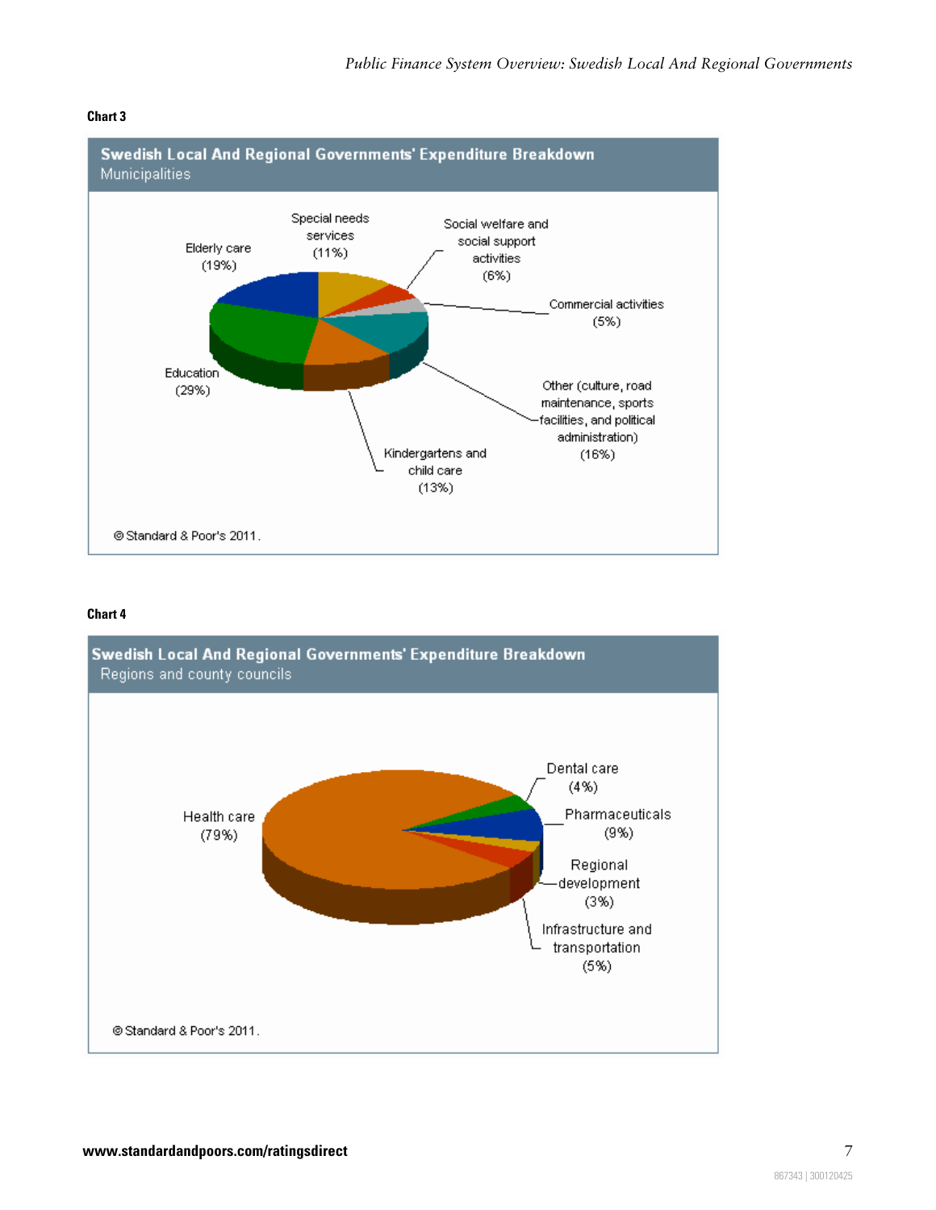**Chart 3**

**Swedish Local And Regional Governments' Expenditure Breakdown**

Municipalities

| Category | Share |
| --- | --- |
| Education | 29% |
| Elderly care | 19% |
| Other (culture, road maintenance, sports facilities, and political administration) | 16% |
| Kindergartens and child care | 13% |
| Special needs services | 11% |
| Social welfare and social support activities | 6% |
| Commercial activities | 5% |

© Standard & Poor's 2011.

**Chart 4**

**Swedish Local And Regional Governments' Expenditure Breakdown**

Regions and county councils

| Category | Share |
| --- | --- |
| Health care | 79% |
| Pharmaceuticals | 9% |
| Infrastructure and transportation | 5% |
| Dental care | 4% |
| Regional development | 3% |

© Standard & Poor's 2011.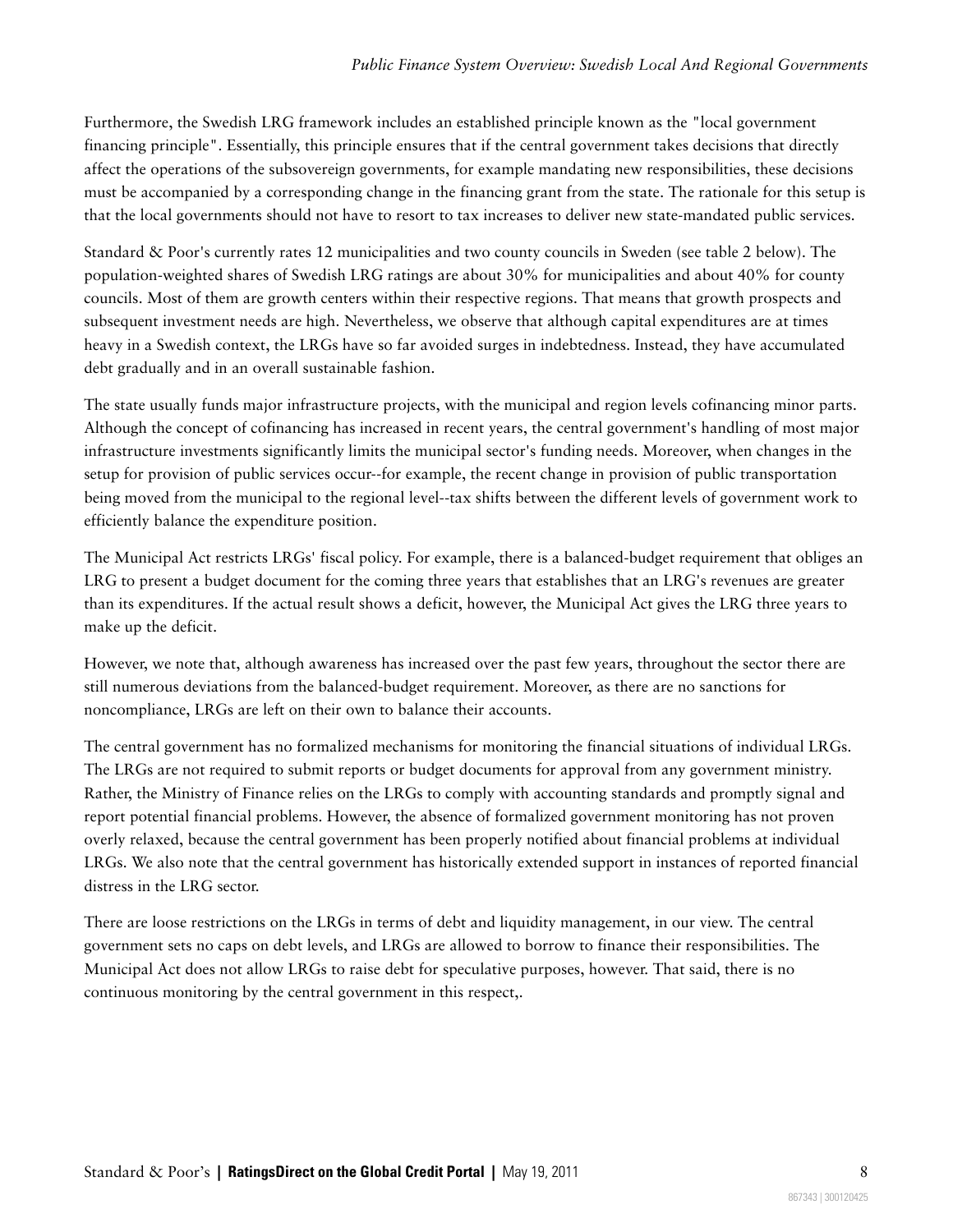Furthermore, the Swedish LRG framework includes an established principle known as the "local government financing principle". Essentially, this principle ensures that if the central government takes decisions that directly affect the operations of the subsovereign governments, for example mandating new responsibilities, these decisions must be accompanied by a corresponding change in the financing grant from the state. The rationale for this setup is that the local governments should not have to resort to tax increases to deliver new state-mandated public services.

Standard & Poor's currently rates 12 municipalities and two county councils in Sweden (see table 2 below). The population-weighted shares of Swedish LRG ratings are about 30% for municipalities and about 40% for county councils. Most of them are growth centers within their respective regions. That means that growth prospects and subsequent investment needs are high. Nevertheless, we observe that although capital expenditures are at times heavy in a Swedish context, the LRGs have so far avoided surges in indebtedness. Instead, they have accumulated debt gradually and in an overall sustainable fashion.

The state usually funds major infrastructure projects, with the municipal and region levels cofinancing minor parts. Although the concept of cofinancing has increased in recent years, the central government's handling of most major infrastructure investments significantly limits the municipal sector's funding needs. Moreover, when changes in the setup for provision of public services occur--for example, the recent change in provision of public transportation being moved from the municipal to the regional level--tax shifts between the different levels of government work to efficiently balance the expenditure position.

The Municipal Act restricts LRGs' fiscal policy. For example, there is a balanced-budget requirement that obliges an LRG to present a budget document for the coming three years that establishes that an LRG's revenues are greater than its expenditures. If the actual result shows a deficit, however, the Municipal Act gives the LRG three years to make up the deficit.

However, we note that, although awareness has increased over the past few years, throughout the sector there are still numerous deviations from the balanced-budget requirement. Moreover, as there are no sanctions for noncompliance, LRGs are left on their own to balance their accounts.

The central government has no formalized mechanisms for monitoring the financial situations of individual LRGs. The LRGs are not required to submit reports or budget documents for approval from any government ministry. Rather, the Ministry of Finance relies on the LRGs to comply with accounting standards and promptly signal and report potential financial problems. However, the absence of formalized government monitoring has not proven overly relaxed, because the central government has been properly notified about financial problems at individual LRGs. We also note that the central government has historically extended support in instances of reported financial distress in the LRG sector.

There are loose restrictions on the LRGs in terms of debt and liquidity management, in our view. The central government sets no caps on debt levels, and LRGs are allowed to borrow to finance their responsibilities. The Municipal Act does not allow LRGs to raise debt for speculative purposes, however. That said, there is no continuous monitoring by the central government in this respect,.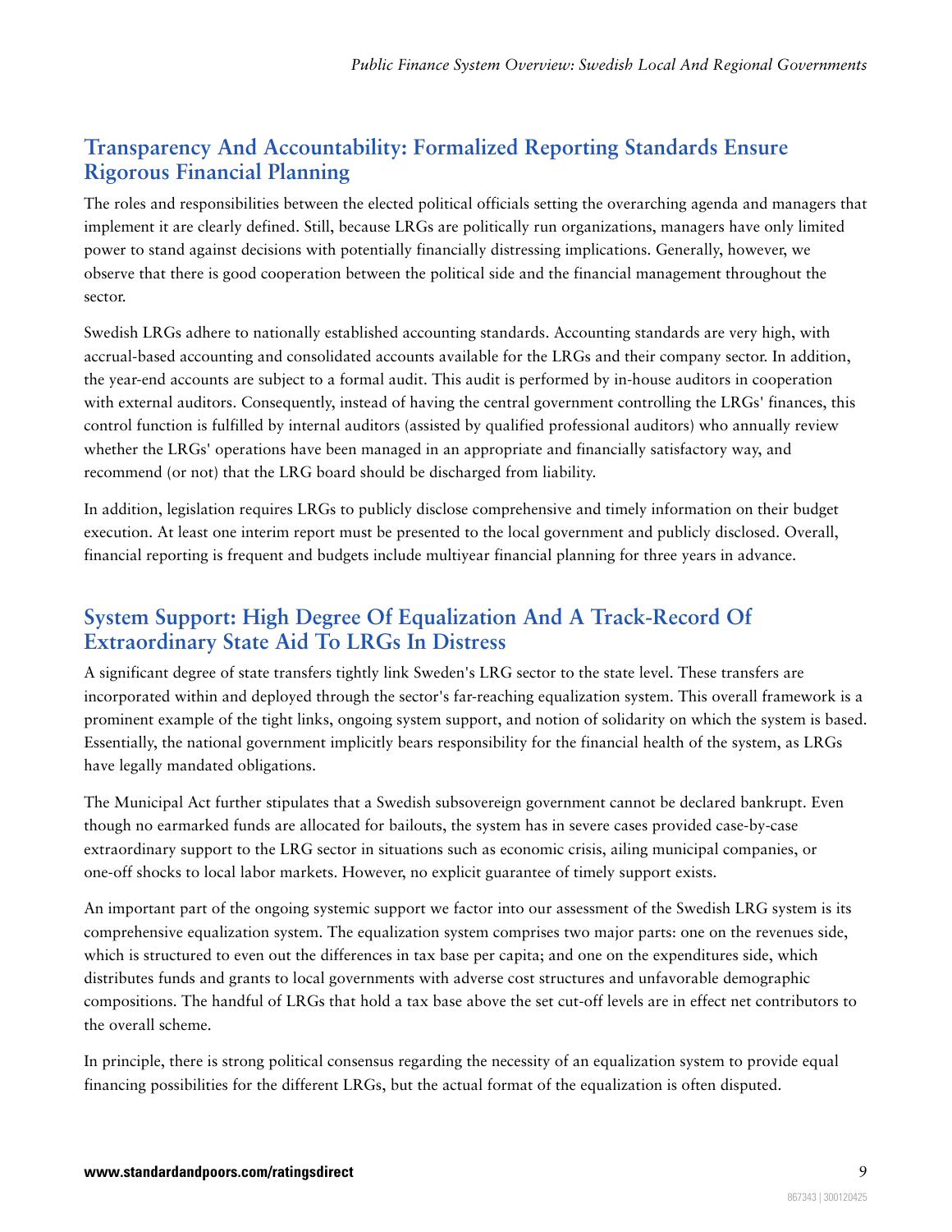## Transparency And Accountability: Formalized Reporting Standards Ensure Rigorous Financial Planning

The roles and responsibilities between the elected political officials setting the overarching agenda and managers that implement it are clearly defined. Still, because LRGs are politically run organizations, managers have only limited power to stand against decisions with potentially financially distressing implications. Generally, however, we observe that there is good cooperation between the political side and the financial management throughout the sector.

Swedish LRGs adhere to nationally established accounting standards. Accounting standards are very high, with accrual-based accounting and consolidated accounts available for the LRGs and their company sector. In addition, the year-end accounts are subject to a formal audit. This audit is performed by in-house auditors in cooperation with external auditors. Consequently, instead of having the central government controlling the LRGs' finances, this control function is fulfilled by internal auditors (assisted by qualified professional auditors) who annually review whether the LRGs' operations have been managed in an appropriate and financially satisfactory way, and recommend (or not) that the LRG board should be discharged from liability.

In addition, legislation requires LRGs to publicly disclose comprehensive and timely information on their budget execution. At least one interim report must be presented to the local government and publicly disclosed. Overall, financial reporting is frequent and budgets include multiyear financial planning for three years in advance.

## System Support: High Degree Of Equalization And A Track-Record Of Extraordinary State Aid To LRGs In Distress

A significant degree of state transfers tightly link Sweden's LRG sector to the state level. These transfers are incorporated within and deployed through the sector's far-reaching equalization system. This overall framework is a prominent example of the tight links, ongoing system support, and notion of solidarity on which the system is based. Essentially, the national government implicitly bears responsibility for the financial health of the system, as LRGs have legally mandated obligations.

The Municipal Act further stipulates that a Swedish subsovereign government cannot be declared bankrupt. Even though no earmarked funds are allocated for bailouts, the system has in severe cases provided case-by-case extraordinary support to the LRG sector in situations such as economic crisis, ailing municipal companies, or one-off shocks to local labor markets. However, no explicit guarantee of timely support exists.

An important part of the ongoing systemic support we factor into our assessment of the Swedish LRG system is its comprehensive equalization system. The equalization system comprises two major parts: one on the revenues side, which is structured to even out the differences in tax base per capita; and one on the expenditures side, which distributes funds and grants to local governments with adverse cost structures and unfavorable demographic compositions. The handful of LRGs that hold a tax base above the set cut-off levels are in effect net contributors to the overall scheme.

In principle, there is strong political consensus regarding the necessity of an equalization system to provide equal financing possibilities for the different LRGs, but the actual format of the equalization is often disputed.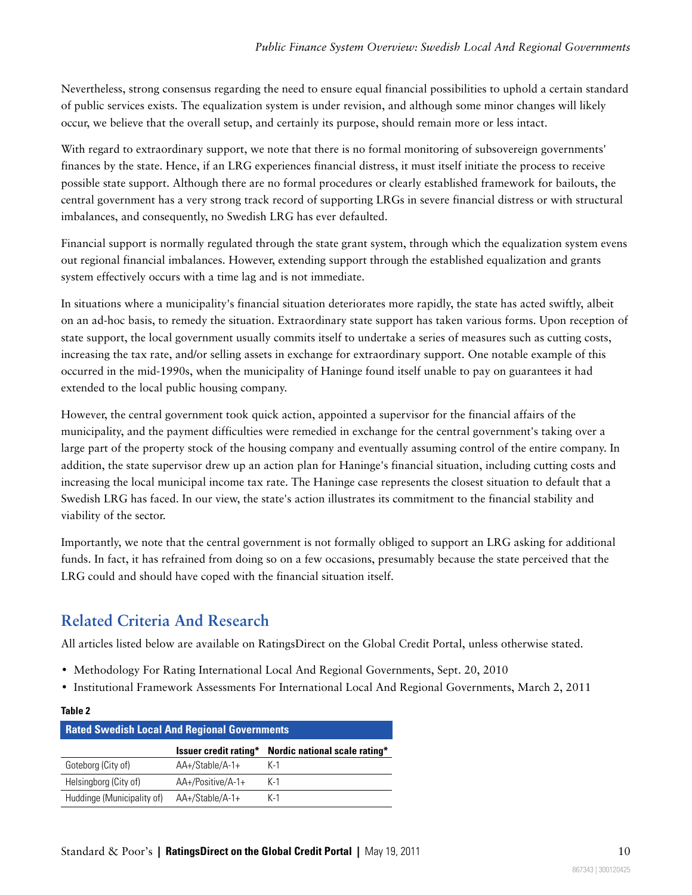Nevertheless, strong consensus regarding the need to ensure equal financial possibilities to uphold a certain standard of public services exists. The equalization system is under revision, and although some minor changes will likely occur, we believe that the overall setup, and certainly its purpose, should remain more or less intact.

With regard to extraordinary support, we note that there is no formal monitoring of subsovereign governments' finances by the state. Hence, if an LRG experiences financial distress, it must itself initiate the process to receive possible state support. Although there are no formal procedures or clearly established framework for bailouts, the central government has a very strong track record of supporting LRGs in severe financial distress or with structural imbalances, and consequently, no Swedish LRG has ever defaulted.

Financial support is normally regulated through the state grant system, through which the equalization system evens out regional financial imbalances. However, extending support through the established equalization and grants system effectively occurs with a time lag and is not immediate.

In situations where a municipality's financial situation deteriorates more rapidly, the state has acted swiftly, albeit on an ad-hoc basis, to remedy the situation. Extraordinary state support has taken various forms. Upon reception of state support, the local government usually commits itself to undertake a series of measures such as cutting costs, increasing the tax rate, and/or selling assets in exchange for extraordinary support. One notable example of this occurred in the mid-1990s, when the municipality of Haninge found itself unable to pay on guarantees it had extended to the local public housing company.

However, the central government took quick action, appointed a supervisor for the financial affairs of the municipality, and the payment difficulties were remedied in exchange for the central government's taking over a large part of the property stock of the housing company and eventually assuming control of the entire company. In addition, the state supervisor drew up an action plan for Haninge's financial situation, including cutting costs and increasing the local municipal income tax rate. The Haninge case represents the closest situation to default that a Swedish LRG has faced. In our view, the state's action illustrates its commitment to the financial stability and viability of the sector.

Importantly, we note that the central government is not formally obliged to support an LRG asking for additional funds. In fact, it has refrained from doing so on a few occasions, presumably because the state perceived that the LRG could and should have coped with the financial situation itself.

## Related Criteria And Research

All articles listed below are available on RatingsDirect on the Global Credit Portal, unless otherwise stated.

- Methodology For Rating International Local And Regional Governments, Sept. 20, 2010
- Institutional Framework Assessments For International Local And Regional Governments, March 2, 2011

**Table 2**

**Rated Swedish Local And Regional Governments**

| | Issuer credit rating* | Nordic national scale rating* |
|---|---|---|
| Goteborg (City of) | AA+/Stable/A-1+ | K-1 |
| Helsingborg (City of) | AA+/Positive/A-1+ | K-1 |
| Huddinge (Municipality of) | AA+/Stable/A-1+ | K-1 |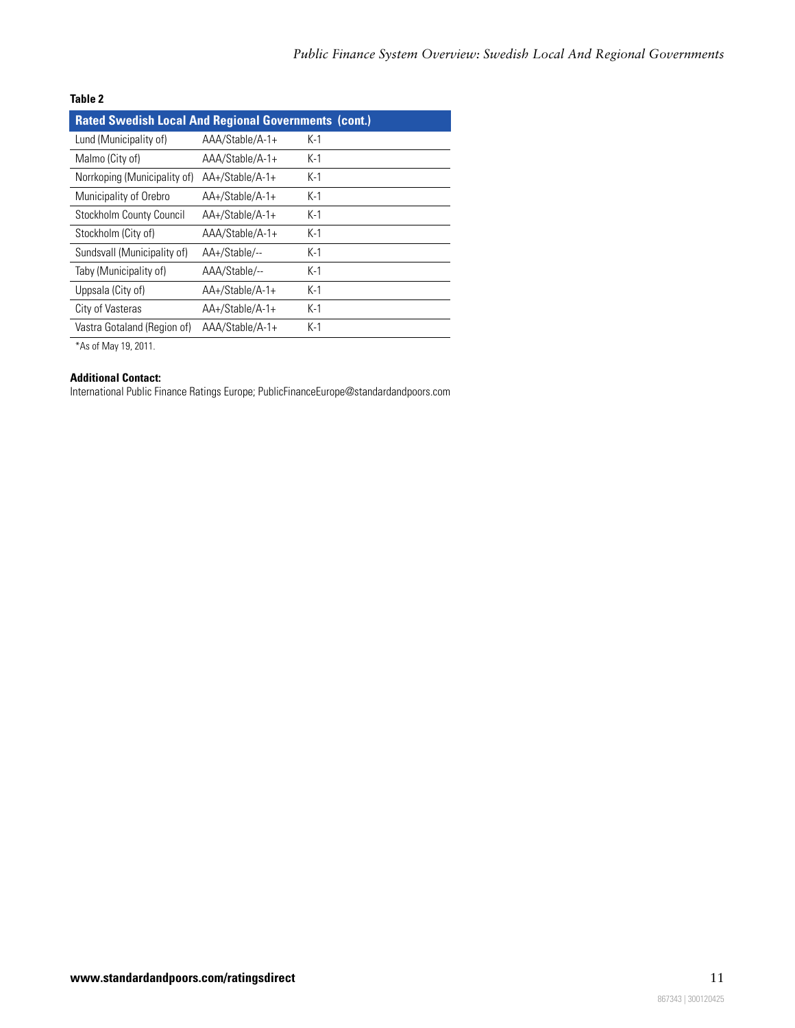**Table 2**

| Rated Swedish Local And Regional Governments (cont.) | | |
|---|---|---|
| Lund (Municipality of) | AAA/Stable/A-1+ | K-1 |
| Malmo (City of) | AAA/Stable/A-1+ | K-1 |
| Norrkoping (Municipality of) | AA+/Stable/A-1+ | K-1 |
| Municipality of Orebro | AA+/Stable/A-1+ | K-1 |
| Stockholm County Council | AA+/Stable/A-1+ | K-1 |
| Stockholm (City of) | AAA/Stable/A-1+ | K-1 |
| Sundsvall (Municipality of) | AA+/Stable/-- | K-1 |
| Taby (Municipality of) | AAA/Stable/-- | K-1 |
| Uppsala (City of) | AA+/Stable/A-1+ | K-1 |
| City of Vasteras | AA+/Stable/A-1+ | K-1 |
| Vastra Gotaland (Region of) | AAA/Stable/A-1+ | K-1 |

*As of May 19, 2011.

**Additional Contact:**
International Public Finance Ratings Europe; PublicFinanceEurope@standardandpoors.com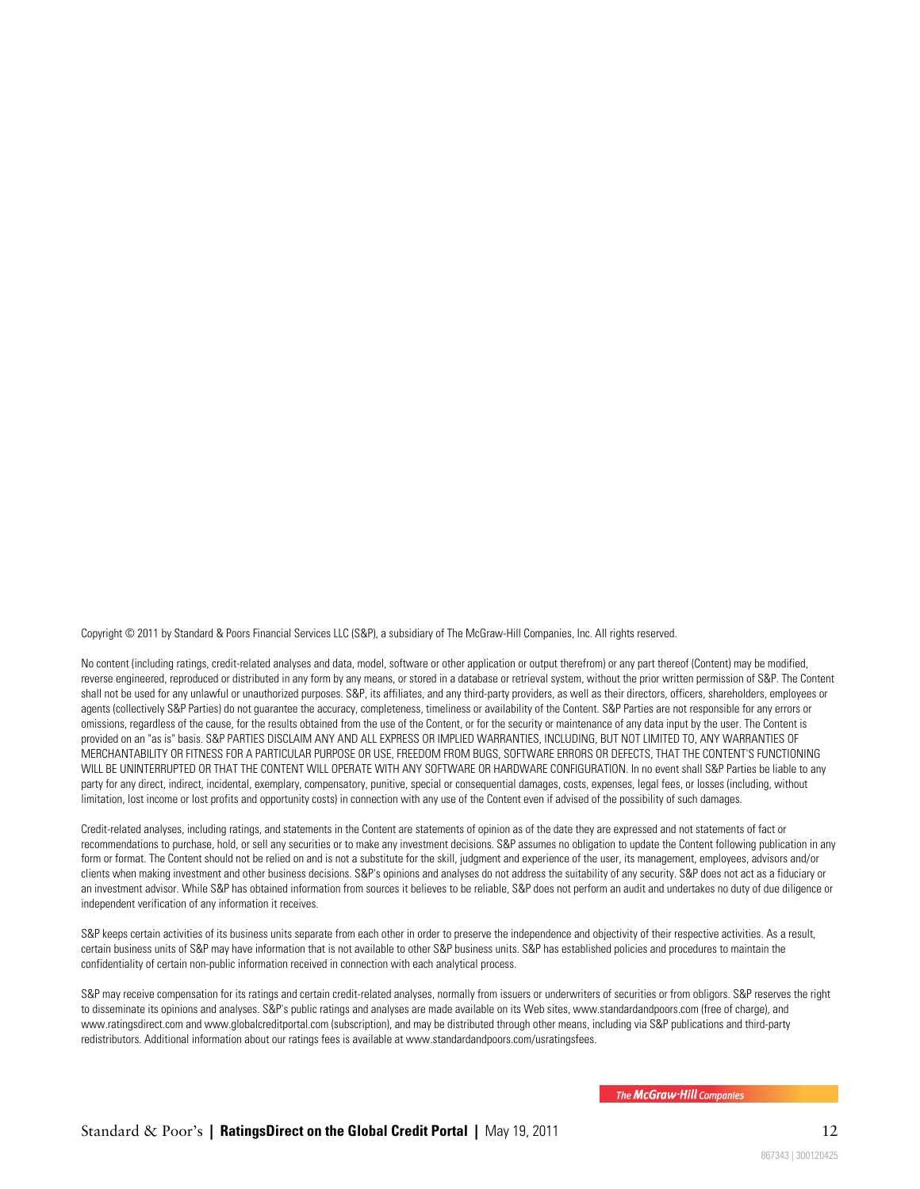Copyright © 2011 by Standard & Poors Financial Services LLC (S&P), a subsidiary of The McGraw-Hill Companies, Inc. All rights reserved.

No content (including ratings, credit-related analyses and data, model, software or other application or output therefrom) or any part thereof (Content) may be modified, reverse engineered, reproduced or distributed in any form by any means, or stored in a database or retrieval system, without the prior written permission of S&P. The Content shall not be used for any unlawful or unauthorized purposes. S&P, its affiliates, and any third-party providers, as well as their directors, officers, shareholders, employees or agents (collectively S&P Parties) do not guarantee the accuracy, completeness, timeliness or availability of the Content. S&P Parties are not responsible for any errors or omissions, regardless of the cause, for the results obtained from the use of the Content, or for the security or maintenance of any data input by the user. The Content is provided on an "as is" basis. S&P PARTIES DISCLAIM ANY AND ALL EXPRESS OR IMPLIED WARRANTIES, INCLUDING, BUT NOT LIMITED TO, ANY WARRANTIES OF MERCHANTABILITY OR FITNESS FOR A PARTICULAR PURPOSE OR USE, FREEDOM FROM BUGS, SOFTWARE ERRORS OR DEFECTS, THAT THE CONTENT'S FUNCTIONING WILL BE UNINTERRUPTED OR THAT THE CONTENT WILL OPERATE WITH ANY SOFTWARE OR HARDWARE CONFIGURATION. In no event shall S&P Parties be liable to any party for any direct, indirect, incidental, exemplary, compensatory, punitive, special or consequential damages, costs, expenses, legal fees, or losses (including, without limitation, lost income or lost profits and opportunity costs) in connection with any use of the Content even if advised of the possibility of such damages.

Credit-related analyses, including ratings, and statements in the Content are statements of opinion as of the date they are expressed and not statements of fact or recommendations to purchase, hold, or sell any securities or to make any investment decisions. S&P assumes no obligation to update the Content following publication in any form or format. The Content should not be relied on and is not a substitute for the skill, judgment and experience of the user, its management, employees, advisors and/or clients when making investment and other business decisions. S&P's opinions and analyses do not address the suitability of any security. S&P does not act as a fiduciary or an investment advisor. While S&P has obtained information from sources it believes to be reliable, S&P does not perform an audit and undertakes no duty of due diligence or independent verification of any information it receives.

S&P keeps certain activities of its business units separate from each other in order to preserve the independence and objectivity of their respective activities. As a result, certain business units of S&P may have information that is not available to other S&P business units. S&P has established policies and procedures to maintain the confidentiality of certain non-public information received in connection with each analytical process.

S&P may receive compensation for its ratings and certain credit-related analyses, normally from issuers or underwriters of securities or from obligors. S&P reserves the right to disseminate its opinions and analyses. S&P's public ratings and analyses are made available on its Web sites, www.standardandpoors.com (free of charge), and www.ratingsdirect.com and www.globalcreditportal.com (subscription), and may be distributed through other means, including via S&P publications and third-party redistributors. Additional information about our ratings fees is available at www.standardandpoors.com/usratingsfees.

The McGraw·Hill Companies

867343 | 300120425